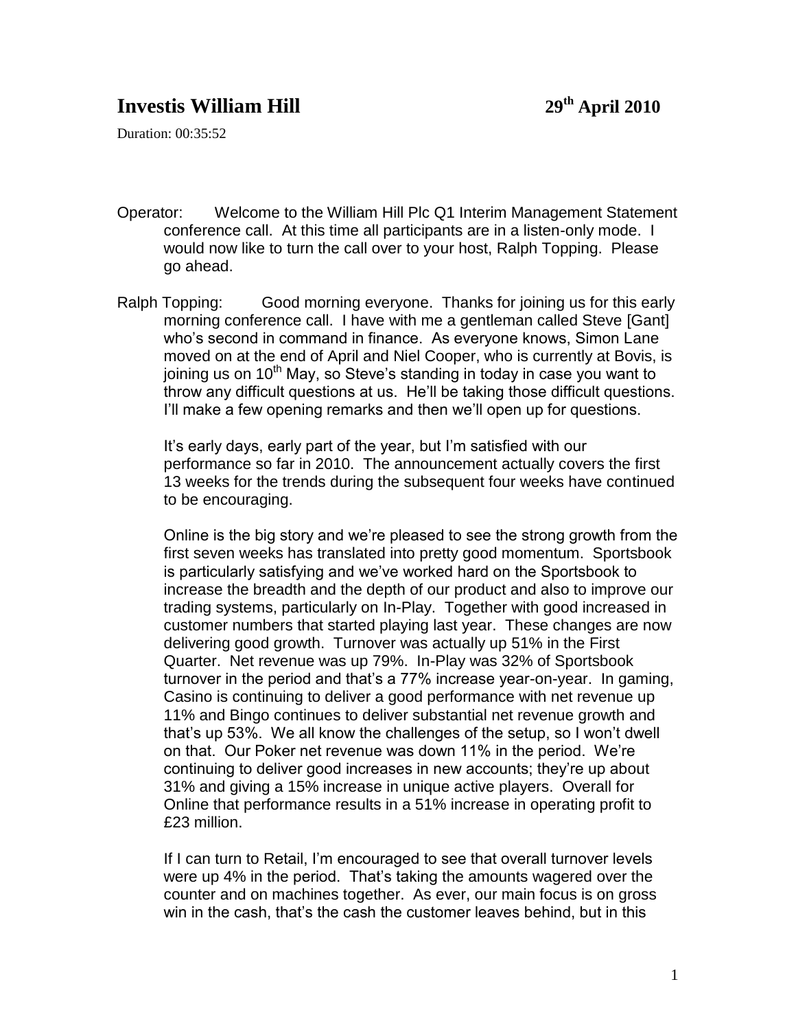# Investis William Hill 29th April 2010

Duration: 00:35:52

Operator: Welcome to the William Hill Plc Q1 Interim Management Statement conference call. At this time all participants are in a listen-only mode. I would now like to turn the call over to your host, Ralph Topping. Please go ahead.

Ralph Topping: Good morning everyone. Thanks for joining us for this early morning conference call. I have with me a gentleman called Steve [Gant] who's second in command in finance. As everyone knows, Simon Lane moved on at the end of April and Niel Cooper, who is currently at Bovis, is joining us on 10th May, so Steve's standing in today in case you want to throw any difficult questions at us. He'll be taking those difficult questions. I'll make a few opening remarks and then we'll open up for questions.

It's early days, early part of the year, but I'm satisfied with our performance so far in 2010. The announcement actually covers the first 13 weeks for the trends during the subsequent four weeks have continued to be encouraging.

Online is the big story and we're pleased to see the strong growth from the first seven weeks has translated into pretty good momentum. Sportsbook is particularly satisfying and we've worked hard on the Sportsbook to increase the breadth and the depth of our product and also to improve our trading systems, particularly on In-Play. Together with good increased in customer numbers that started playing last year. These changes are now delivering good growth. Turnover was actually up 51% in the First Quarter. Net revenue was up 79%. In-Play was 32% of Sportsbook turnover in the period and that's a 77% increase year-on-year. In gaming, Casino is continuing to deliver a good performance with net revenue up 11% and Bingo continues to deliver substantial net revenue growth and that's up 53%. We all know the challenges of the setup, so I won't dwell on that. Our Poker net revenue was down 11% in the period. We're continuing to deliver good increases in new accounts; they're up about 31% and giving a 15% increase in unique active players. Overall for Online that performance results in a 51% increase in operating profit to £23 million.

If I can turn to Retail, I'm encouraged to see that overall turnover levels were up 4% in the period. That's taking the amounts wagered over the counter and on machines together. As ever, our main focus is on gross win in the cash, that's the cash the customer leaves behind, but in this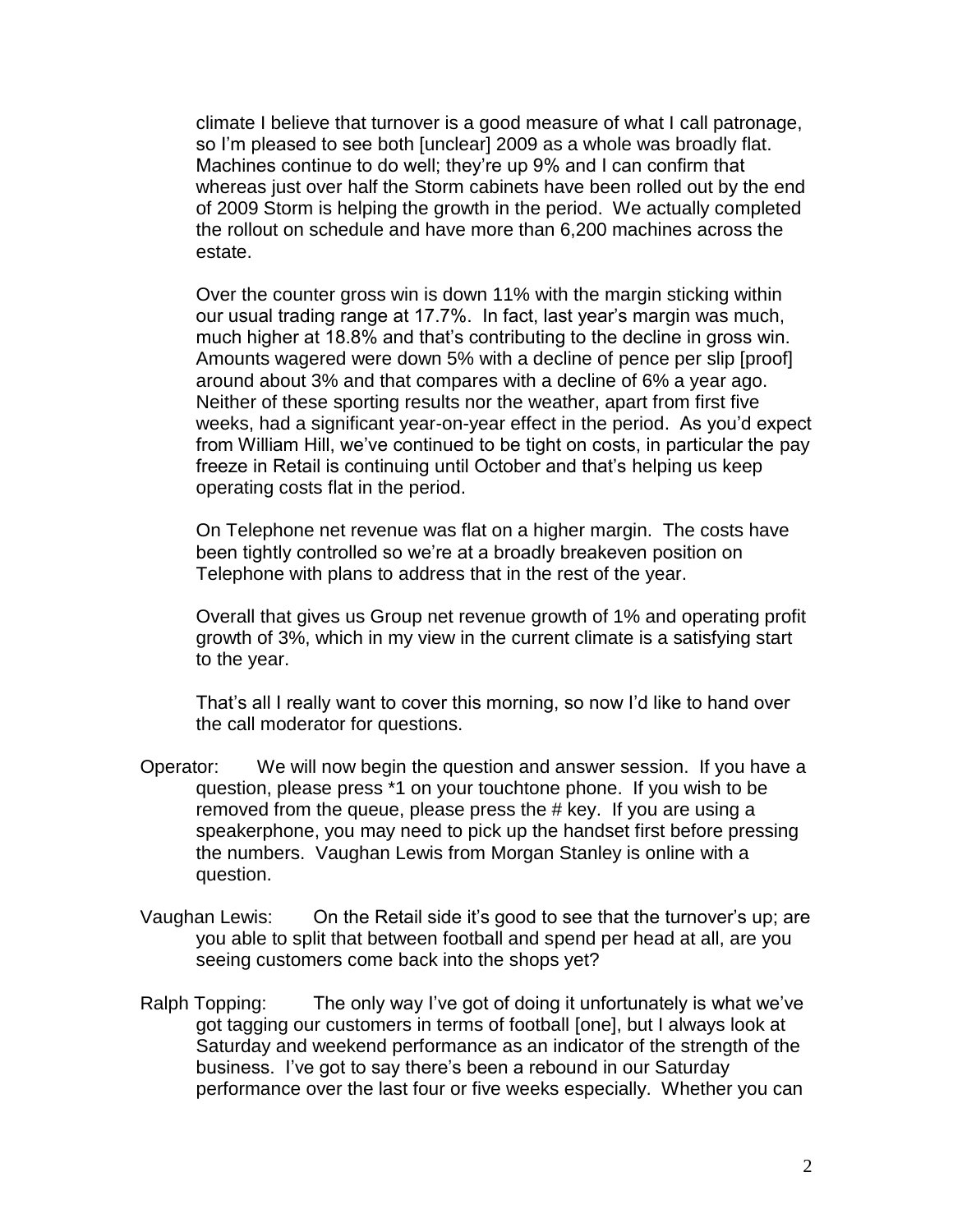climate I believe that turnover is a good measure of what I call patronage, so I'm pleased to see both [unclear] 2009 as a whole was broadly flat. Machines continue to do well; they're up 9% and I can confirm that whereas just over half the Storm cabinets have been rolled out by the end of 2009 Storm is helping the growth in the period. We actually completed the rollout on schedule and have more than 6,200 machines across the estate.

Over the counter gross win is down 11% with the margin sticking within our usual trading range at 17.7%. In fact, last year's margin was much, much higher at 18.8% and that's contributing to the decline in gross win. Amounts wagered were down 5% with a decline of pence per slip [proof] around about 3% and that compares with a decline of 6% a year ago. Neither of these sporting results nor the weather, apart from first five weeks, had a significant year-on-year effect in the period. As you'd expect from William Hill, we've continued to be tight on costs, in particular the pay freeze in Retail is continuing until October and that's helping us keep operating costs flat in the period.

On Telephone net revenue was flat on a higher margin. The costs have been tightly controlled so we're at a broadly breakeven position on Telephone with plans to address that in the rest of the year.

Overall that gives us Group net revenue growth of 1% and operating profit growth of 3%, which in my view in the current climate is a satisfying start to the year.

That's all I really want to cover this morning, so now I'd like to hand over the call moderator for questions.

Operator: We will now begin the question and answer session. If you have a question, please press *1 on your touchtone phone. If you wish to be removed from the queue, please press the # key. If you are using a speakerphone, you may need to pick up the handset first before pressing the numbers. Vaughan Lewis from Morgan Stanley is online with a question.

Vaughan Lewis: On the Retail side it's good to see that the turnover's up; are you able to split that between football and spend per head at all, are you seeing customers come back into the shops yet?

Ralph Topping: The only way I've got of doing it unfortunately is what we've got tagging our customers in terms of football [one], but I always look at Saturday and weekend performance as an indicator of the strength of the business. I've got to say there's been a rebound in our Saturday performance over the last four or five weeks especially. Whether you can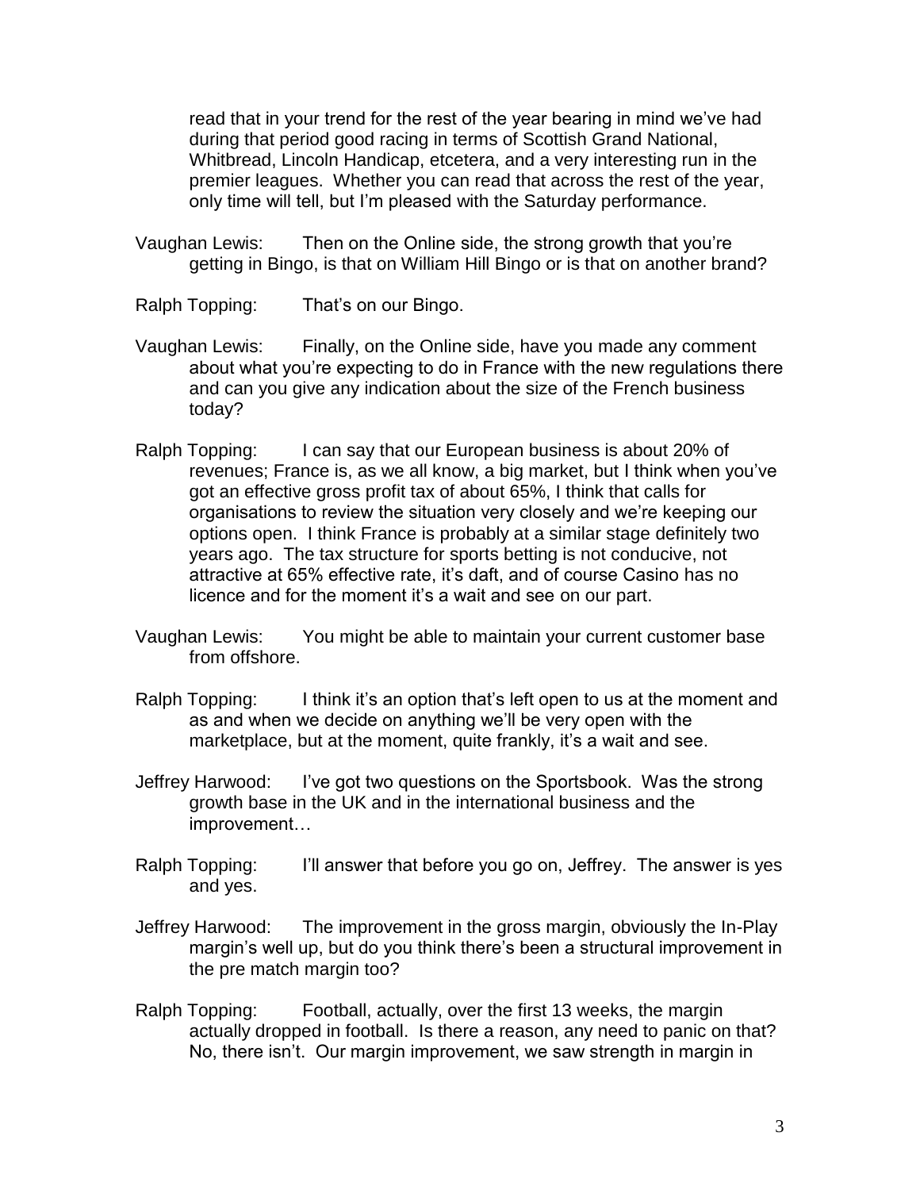read that in your trend for the rest of the year bearing in mind we've had during that period good racing in terms of Scottish Grand National, Whitbread, Lincoln Handicap, etcetera, and a very interesting run in the premier leagues. Whether you can read that across the rest of the year, only time will tell, but I'm pleased with the Saturday performance.

Vaughan Lewis: Then on the Online side, the strong growth that you're getting in Bingo, is that on William Hill Bingo or is that on another brand?

Ralph Topping: That's on our Bingo.

Vaughan Lewis: Finally, on the Online side, have you made any comment about what you're expecting to do in France with the new regulations there and can you give any indication about the size of the French business today?

Ralph Topping: I can say that our European business is about 20% of revenues; France is, as we all know, a big market, but I think when you've got an effective gross profit tax of about 65%, I think that calls for organisations to review the situation very closely and we're keeping our options open. I think France is probably at a similar stage definitely two years ago. The tax structure for sports betting is not conducive, not attractive at 65% effective rate, it's daft, and of course Casino has no licence and for the moment it's a wait and see on our part.

Vaughan Lewis: You might be able to maintain your current customer base from offshore.

Ralph Topping: I think it's an option that's left open to us at the moment and as and when we decide on anything we'll be very open with the marketplace, but at the moment, quite frankly, it's a wait and see.

Jeffrey Harwood: I've got two questions on the Sportsbook. Was the strong growth base in the UK and in the international business and the improvement…

Ralph Topping: I'll answer that before you go on, Jeffrey. The answer is yes and yes.

Jeffrey Harwood: The improvement in the gross margin, obviously the In-Play margin's well up, but do you think there's been a structural improvement in the pre match margin too?

Ralph Topping: Football, actually, over the first 13 weeks, the margin actually dropped in football. Is there a reason, any need to panic on that? No, there isn't. Our margin improvement, we saw strength in margin in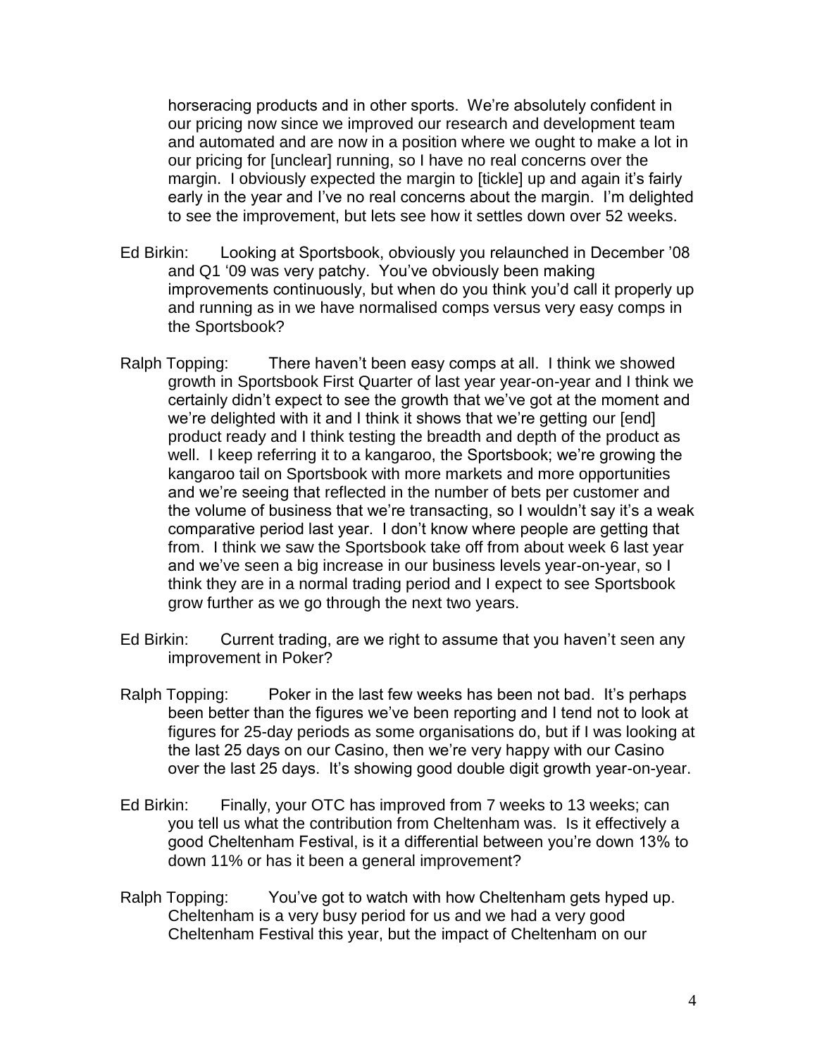horseracing products and in other sports. We're absolutely confident in our pricing now since we improved our research and development team and automated and are now in a position where we ought to make a lot in our pricing for [unclear] running, so I have no real concerns over the margin. I obviously expected the margin to [tickle] up and again it's fairly early in the year and I've no real concerns about the margin. I'm delighted to see the improvement, but lets see how it settles down over 52 weeks.

Ed Birkin: Looking at Sportsbook, obviously you relaunched in December '08 and Q1 '09 was very patchy. You've obviously been making improvements continuously, but when do you think you'd call it properly up and running as in we have normalised comps versus very easy comps in the Sportsbook?

Ralph Topping: There haven't been easy comps at all. I think we showed growth in Sportsbook First Quarter of last year year-on-year and I think we certainly didn't expect to see the growth that we've got at the moment and we're delighted with it and I think it shows that we're getting our [end] product ready and I think testing the breadth and depth of the product as well. I keep referring it to a kangaroo, the Sportsbook; we're growing the kangaroo tail on Sportsbook with more markets and more opportunities and we're seeing that reflected in the number of bets per customer and the volume of business that we're transacting, so I wouldn't say it's a weak comparative period last year. I don't know where people are getting that from. I think we saw the Sportsbook take off from about week 6 last year and we've seen a big increase in our business levels year-on-year, so I think they are in a normal trading period and I expect to see Sportsbook grow further as we go through the next two years.

Ed Birkin: Current trading, are we right to assume that you haven't seen any improvement in Poker?

Ralph Topping: Poker in the last few weeks has been not bad. It's perhaps been better than the figures we've been reporting and I tend not to look at figures for 25-day periods as some organisations do, but if I was looking at the last 25 days on our Casino, then we're very happy with our Casino over the last 25 days. It's showing good double digit growth year-on-year.

Ed Birkin: Finally, your OTC has improved from 7 weeks to 13 weeks; can you tell us what the contribution from Cheltenham was. Is it effectively a good Cheltenham Festival, is it a differential between you're down 13% to down 11% or has it been a general improvement?

Ralph Topping: You've got to watch with how Cheltenham gets hyped up. Cheltenham is a very busy period for us and we had a very good Cheltenham Festival this year, but the impact of Cheltenham on our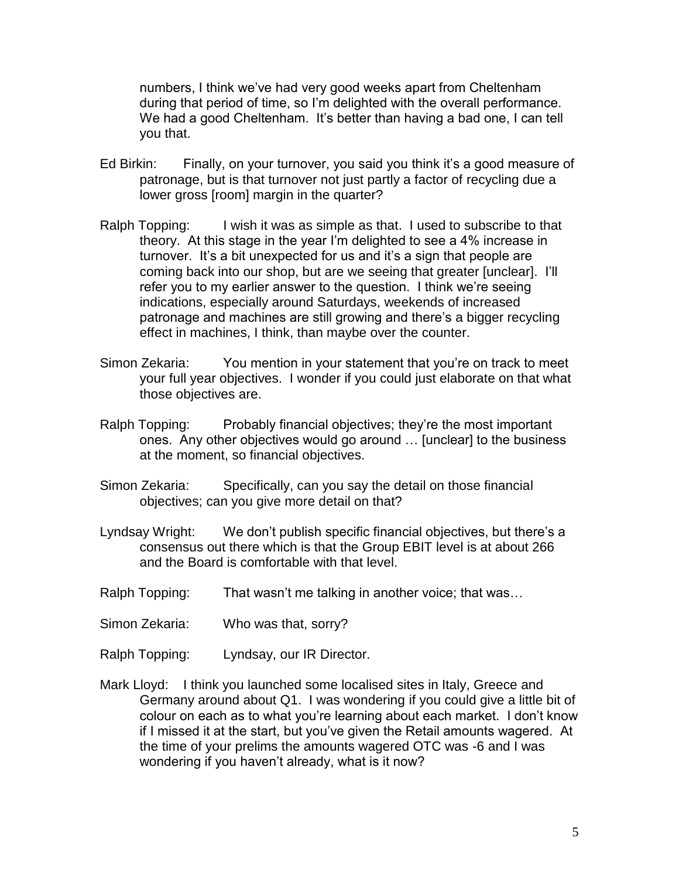numbers, I think we've had very good weeks apart from Cheltenham during that period of time, so I'm delighted with the overall performance. We had a good Cheltenham. It's better than having a bad one, I can tell you that.

Ed Birkin: Finally, on your turnover, you said you think it's a good measure of patronage, but is that turnover not just partly a factor of recycling due a lower gross [room] margin in the quarter?

Ralph Topping: I wish it was as simple as that. I used to subscribe to that theory. At this stage in the year I'm delighted to see a 4% increase in turnover. It's a bit unexpected for us and it's a sign that people are coming back into our shop, but are we seeing that greater [unclear]. I'll refer you to my earlier answer to the question. I think we're seeing indications, especially around Saturdays, weekends of increased patronage and machines are still growing and there's a bigger recycling effect in machines, I think, than maybe over the counter.

Simon Zekaria: You mention in your statement that you're on track to meet your full year objectives. I wonder if you could just elaborate on that what those objectives are.

Ralph Topping: Probably financial objectives; they're the most important ones. Any other objectives would go around … [unclear] to the business at the moment, so financial objectives.

Simon Zekaria: Specifically, can you say the detail on those financial objectives; can you give more detail on that?

Lyndsay Wright: We don't publish specific financial objectives, but there's a consensus out there which is that the Group EBIT level is at about 266 and the Board is comfortable with that level.

Ralph Topping: That wasn't me talking in another voice; that was…

Simon Zekaria: Who was that, sorry?

Ralph Topping: Lyndsay, our IR Director.

Mark Lloyd: I think you launched some localised sites in Italy, Greece and Germany around about Q1. I was wondering if you could give a little bit of colour on each as to what you're learning about each market. I don't know if I missed it at the start, but you've given the Retail amounts wagered. At the time of your prelims the amounts wagered OTC was -6 and I was wondering if you haven't already, what is it now?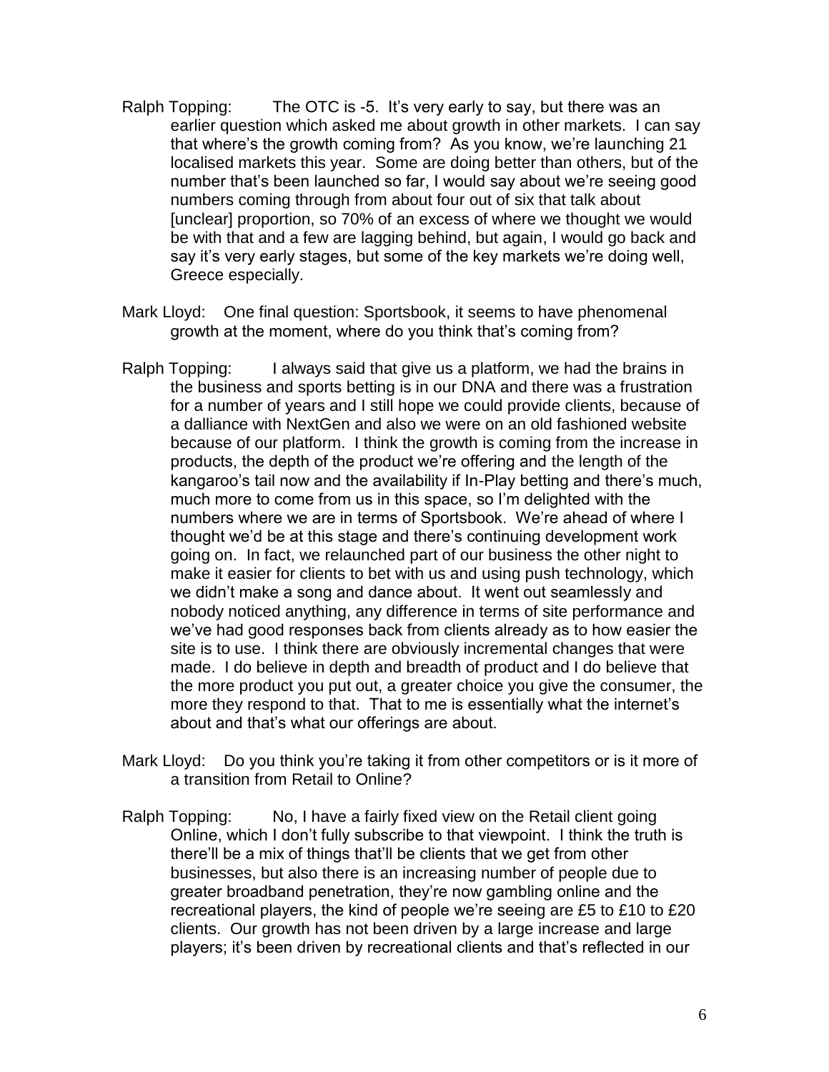Ralph Topping: The OTC is -5. It's very early to say, but there was an earlier question which asked me about growth in other markets. I can say that where's the growth coming from? As you know, we're launching 21 localised markets this year. Some are doing better than others, but of the number that's been launched so far, I would say about we're seeing good numbers coming through from about four out of six that talk about [unclear] proportion, so 70% of an excess of where we thought we would be with that and a few are lagging behind, but again, I would go back and say it's very early stages, but some of the key markets we're doing well, Greece especially.

Mark Lloyd: One final question: Sportsbook, it seems to have phenomenal growth at the moment, where do you think that's coming from?

Ralph Topping: I always said that give us a platform, we had the brains in the business and sports betting is in our DNA and there was a frustration for a number of years and I still hope we could provide clients, because of a dalliance with NextGen and also we were on an old fashioned website because of our platform. I think the growth is coming from the increase in products, the depth of the product we're offering and the length of the kangaroo's tail now and the availability if In-Play betting and there's much, much more to come from us in this space, so I'm delighted with the numbers where we are in terms of Sportsbook. We're ahead of where I thought we'd be at this stage and there's continuing development work going on. In fact, we relaunched part of our business the other night to make it easier for clients to bet with us and using push technology, which we didn't make a song and dance about. It went out seamlessly and nobody noticed anything, any difference in terms of site performance and we've had good responses back from clients already as to how easier the site is to use. I think there are obviously incremental changes that were made. I do believe in depth and breadth of product and I do believe that the more product you put out, a greater choice you give the consumer, the more they respond to that. That to me is essentially what the internet's about and that's what our offerings are about.

Mark Lloyd: Do you think you're taking it from other competitors or is it more of a transition from Retail to Online?

Ralph Topping: No, I have a fairly fixed view on the Retail client going Online, which I don't fully subscribe to that viewpoint. I think the truth is there'll be a mix of things that'll be clients that we get from other businesses, but also there is an increasing number of people due to greater broadband penetration, they're now gambling online and the recreational players, the kind of people we're seeing are £5 to £10 to £20 clients. Our growth has not been driven by a large increase and large players; it's been driven by recreational clients and that's reflected in our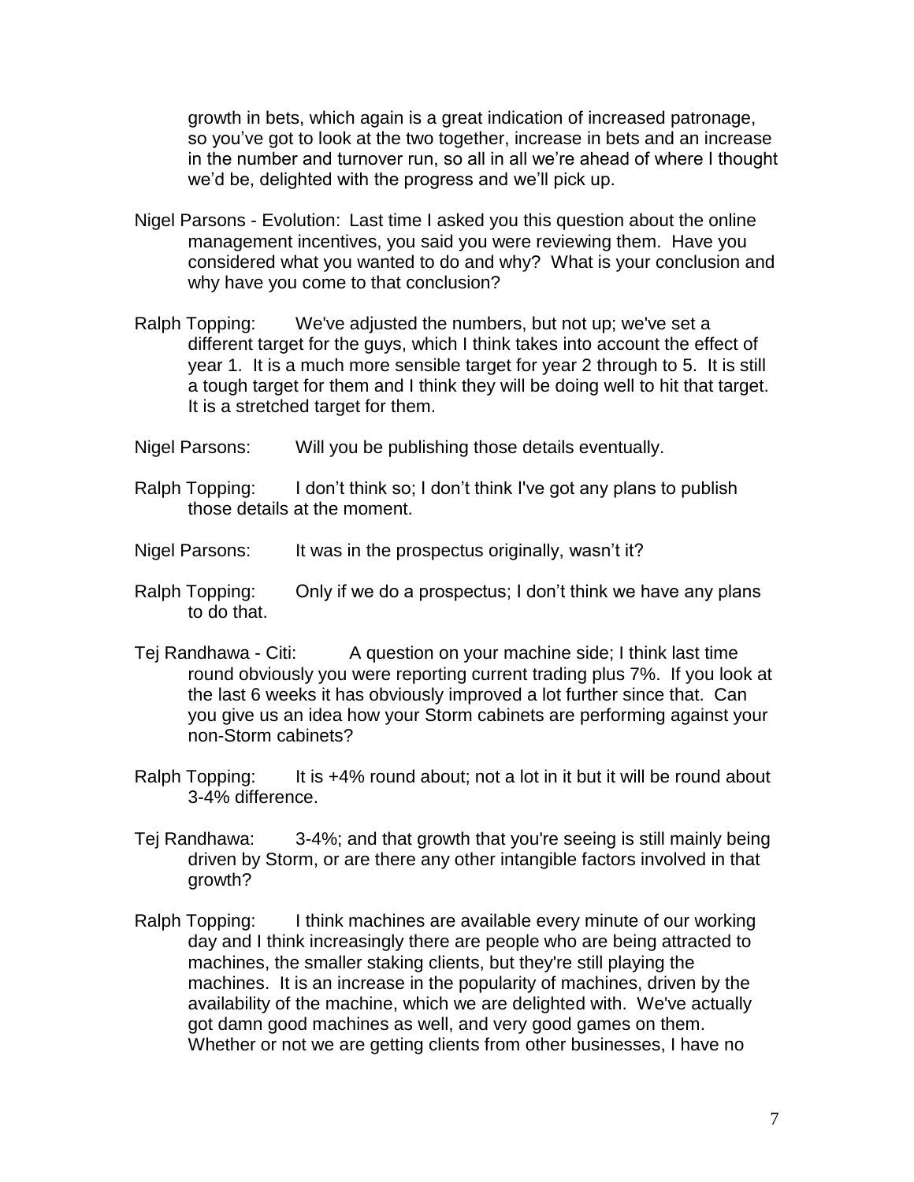growth in bets, which again is a great indication of increased patronage, so you've got to look at the two together, increase in bets and an increase in the number and turnover run, so all in all we're ahead of where I thought we'd be, delighted with the progress and we'll pick up.

Nigel Parsons - Evolution: Last time I asked you this question about the online management incentives, you said you were reviewing them. Have you considered what you wanted to do and why? What is your conclusion and why have you come to that conclusion?

Ralph Topping: We've adjusted the numbers, but not up; we've set a different target for the guys, which I think takes into account the effect of year 1. It is a much more sensible target for year 2 through to 5. It is still a tough target for them and I think they will be doing well to hit that target. It is a stretched target for them.

Nigel Parsons: Will you be publishing those details eventually.

Ralph Topping: I don't think so; I don't think I've got any plans to publish those details at the moment.

Nigel Parsons: It was in the prospectus originally, wasn't it?

Ralph Topping: Only if we do a prospectus; I don't think we have any plans to do that.

Tej Randhawa - Citi: A question on your machine side; I think last time round obviously you were reporting current trading plus 7%. If you look at the last 6 weeks it has obviously improved a lot further since that. Can you give us an idea how your Storm cabinets are performing against your non-Storm cabinets?

Ralph Topping: It is +4% round about; not a lot in it but it will be round about 3-4% difference.

Tej Randhawa: 3-4%; and that growth that you're seeing is still mainly being driven by Storm, or are there any other intangible factors involved in that growth?

Ralph Topping: I think machines are available every minute of our working day and I think increasingly there are people who are being attracted to machines, the smaller staking clients, but they're still playing the machines. It is an increase in the popularity of machines, driven by the availability of the machine, which we are delighted with. We've actually got damn good machines as well, and very good games on them. Whether or not we are getting clients from other businesses, I have no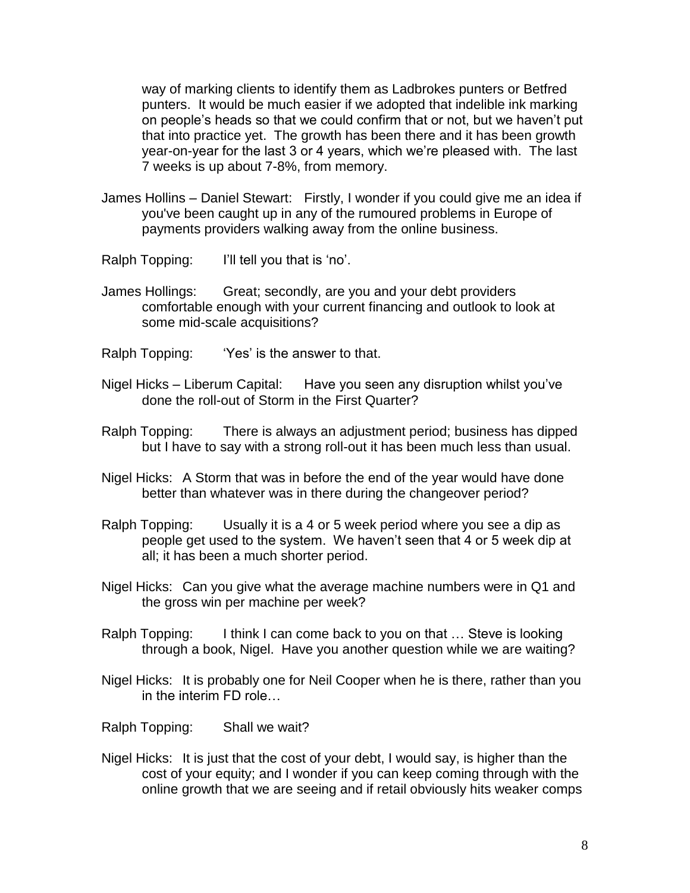way of marking clients to identify them as Ladbrokes punters or Betfred punters. It would be much easier if we adopted that indelible ink marking on people's heads so that we could confirm that or not, but we haven't put that into practice yet. The growth has been there and it has been growth year-on-year for the last 3 or 4 years, which we're pleased with. The last 7 weeks is up about 7-8%, from memory.

James Hollins – Daniel Stewart: Firstly, I wonder if you could give me an idea if you've been caught up in any of the rumoured problems in Europe of payments providers walking away from the online business.

Ralph Topping: I'll tell you that is 'no'.

James Hollings: Great; secondly, are you and your debt providers comfortable enough with your current financing and outlook to look at some mid-scale acquisitions?

Ralph Topping: 'Yes' is the answer to that.

Nigel Hicks – Liberum Capital: Have you seen any disruption whilst you've done the roll-out of Storm in the First Quarter?

Ralph Topping: There is always an adjustment period; business has dipped but I have to say with a strong roll-out it has been much less than usual.

Nigel Hicks: A Storm that was in before the end of the year would have done better than whatever was in there during the changeover period?

Ralph Topping: Usually it is a 4 or 5 week period where you see a dip as people get used to the system. We haven't seen that 4 or 5 week dip at all; it has been a much shorter period.

Nigel Hicks: Can you give what the average machine numbers were in Q1 and the gross win per machine per week?

Ralph Topping: I think I can come back to you on that … Steve is looking through a book, Nigel. Have you another question while we are waiting?

Nigel Hicks: It is probably one for Neil Cooper when he is there, rather than you in the interim FD role…

Ralph Topping: Shall we wait?

Nigel Hicks: It is just that the cost of your debt, I would say, is higher than the cost of your equity; and I wonder if you can keep coming through with the online growth that we are seeing and if retail obviously hits weaker comps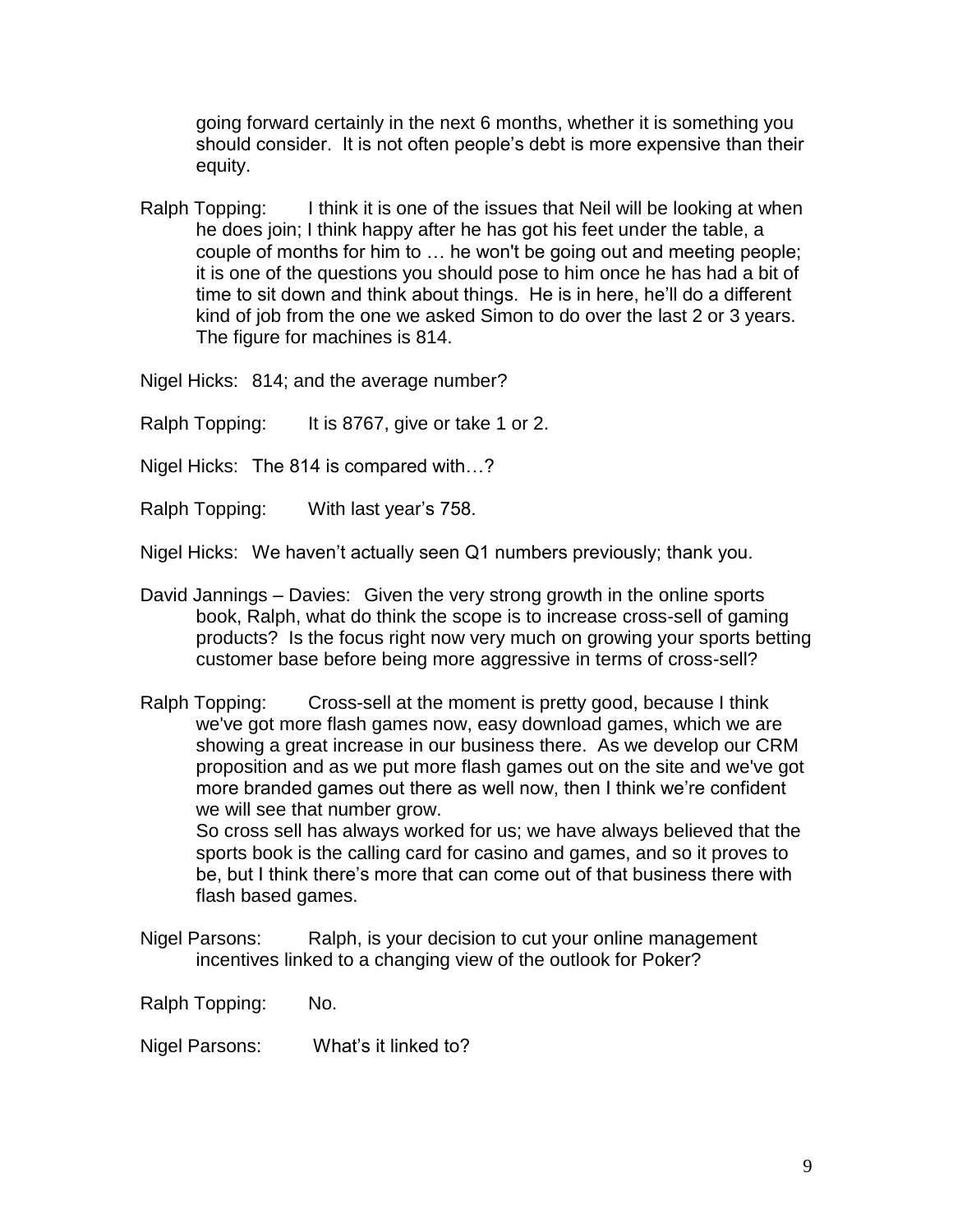going forward certainly in the next 6 months, whether it is something you should consider. It is not often people's debt is more expensive than their equity.

Ralph Topping: I think it is one of the issues that Neil will be looking at when he does join; I think happy after he has got his feet under the table, a couple of months for him to … he won't be going out and meeting people; it is one of the questions you should pose to him once he has had a bit of time to sit down and think about things. He is in here, he'll do a different kind of job from the one we asked Simon to do over the last 2 or 3 years. The figure for machines is 814.

Nigel Hicks: 814; and the average number?

Ralph Topping: It is 8767, give or take 1 or 2.

Nigel Hicks: The 814 is compared with…?

Ralph Topping: With last year's 758.

Nigel Hicks: We haven't actually seen Q1 numbers previously; thank you.

David Jannings – Davies: Given the very strong growth in the online sports book, Ralph, what do think the scope is to increase cross-sell of gaming products? Is the focus right now very much on growing your sports betting customer base before being more aggressive in terms of cross-sell?

Ralph Topping: Cross-sell at the moment is pretty good, because I think we've got more flash games now, easy download games, which we are showing a great increase in our business there. As we develop our CRM proposition and as we put more flash games out on the site and we've got more branded games out there as well now, then I think we're confident we will see that number grow.
So cross sell has always worked for us; we have always believed that the sports book is the calling card for casino and games, and so it proves to be, but I think there's more that can come out of that business there with flash based games.

Nigel Parsons: Ralph, is your decision to cut your online management incentives linked to a changing view of the outlook for Poker?

Ralph Topping: No.

Nigel Parsons: What's it linked to?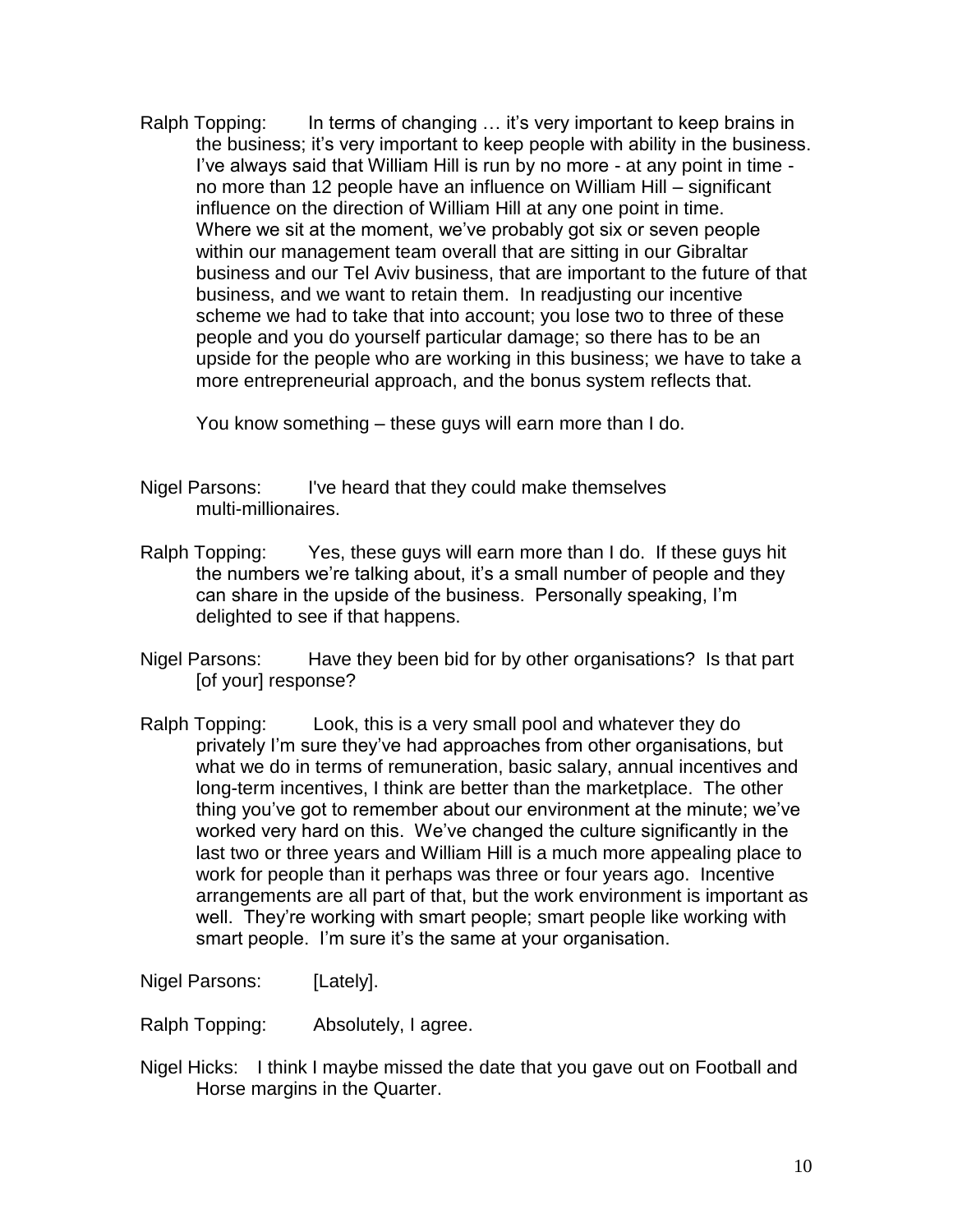Ralph Topping: In terms of changing … it's very important to keep brains in the business; it's very important to keep people with ability in the business. I've always said that William Hill is run by no more - at any point in time - no more than 12 people have an influence on William Hill – significant influence on the direction of William Hill at any one point in time. Where we sit at the moment, we've probably got six or seven people within our management team overall that are sitting in our Gibraltar business and our Tel Aviv business, that are important to the future of that business, and we want to retain them. In readjusting our incentive scheme we had to take that into account; you lose two to three of these people and you do yourself particular damage; so there has to be an upside for the people who are working in this business; we have to take a more entrepreneurial approach, and the bonus system reflects that.

You know something – these guys will earn more than I do.

Nigel Parsons: I've heard that they could make themselves multi-millionaires.

Ralph Topping: Yes, these guys will earn more than I do. If these guys hit the numbers we're talking about, it's a small number of people and they can share in the upside of the business. Personally speaking, I'm delighted to see if that happens.

Nigel Parsons: Have they been bid for by other organisations? Is that part [of your] response?

Ralph Topping: Look, this is a very small pool and whatever they do privately I'm sure they've had approaches from other organisations, but what we do in terms of remuneration, basic salary, annual incentives and long-term incentives, I think are better than the marketplace. The other thing you've got to remember about our environment at the minute; we've worked very hard on this. We've changed the culture significantly in the last two or three years and William Hill is a much more appealing place to work for people than it perhaps was three or four years ago. Incentive arrangements are all part of that, but the work environment is important as well. They're working with smart people; smart people like working with smart people. I'm sure it's the same at your organisation.

Nigel Parsons: [Lately].

Ralph Topping: Absolutely, I agree.

Nigel Hicks: I think I maybe missed the date that you gave out on Football and Horse margins in the Quarter.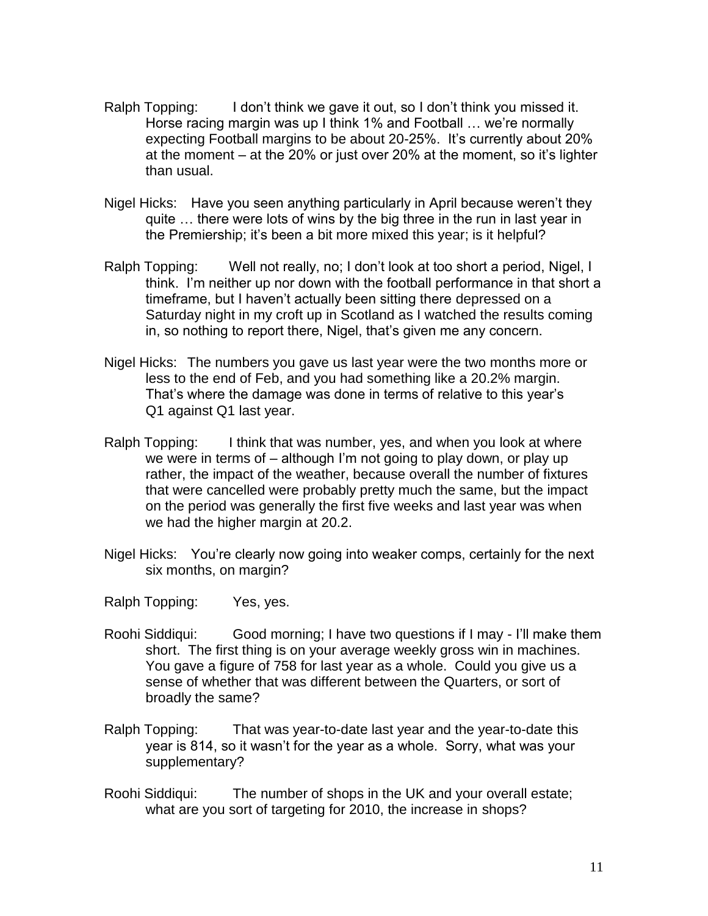Ralph Topping: I don't think we gave it out, so I don't think you missed it. Horse racing margin was up I think 1% and Football … we're normally expecting Football margins to be about 20-25%. It's currently about 20% at the moment – at the 20% or just over 20% at the moment, so it's lighter than usual.

Nigel Hicks: Have you seen anything particularly in April because weren't they quite … there were lots of wins by the big three in the run in last year in the Premiership; it's been a bit more mixed this year; is it helpful?

Ralph Topping: Well not really, no; I don't look at too short a period, Nigel, I think. I'm neither up nor down with the football performance in that short a timeframe, but I haven't actually been sitting there depressed on a Saturday night in my croft up in Scotland as I watched the results coming in, so nothing to report there, Nigel, that's given me any concern.

Nigel Hicks: The numbers you gave us last year were the two months more or less to the end of Feb, and you had something like a 20.2% margin. That's where the damage was done in terms of relative to this year's Q1 against Q1 last year.

Ralph Topping: I think that was number, yes, and when you look at where we were in terms of – although I'm not going to play down, or play up rather, the impact of the weather, because overall the number of fixtures that were cancelled were probably pretty much the same, but the impact on the period was generally the first five weeks and last year was when we had the higher margin at 20.2.

Nigel Hicks: You're clearly now going into weaker comps, certainly for the next six months, on margin?

Ralph Topping: Yes, yes.

Roohi Siddiqui: Good morning; I have two questions if I may - I'll make them short. The first thing is on your average weekly gross win in machines. You gave a figure of 758 for last year as a whole. Could you give us a sense of whether that was different between the Quarters, or sort of broadly the same?

Ralph Topping: That was year-to-date last year and the year-to-date this year is 814, so it wasn't for the year as a whole. Sorry, what was your supplementary?

Roohi Siddiqui: The number of shops in the UK and your overall estate; what are you sort of targeting for 2010, the increase in shops?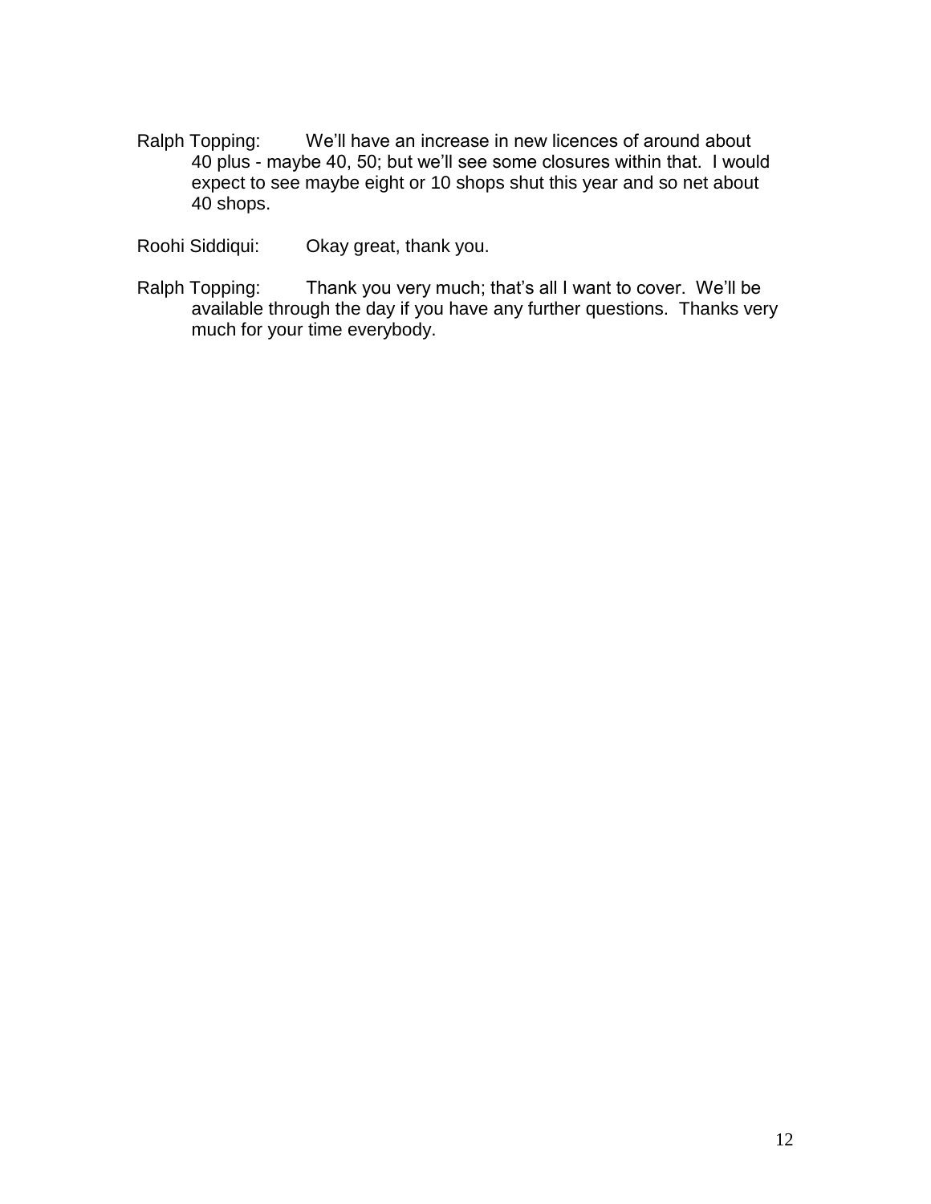Ralph Topping: We'll have an increase in new licences of around about 40 plus - maybe 40, 50; but we'll see some closures within that. I would expect to see maybe eight or 10 shops shut this year and so net about 40 shops.

Roohi Siddiqui: Okay great, thank you.

Ralph Topping: Thank you very much; that's all I want to cover. We'll be available through the day if you have any further questions. Thanks very much for your time everybody.